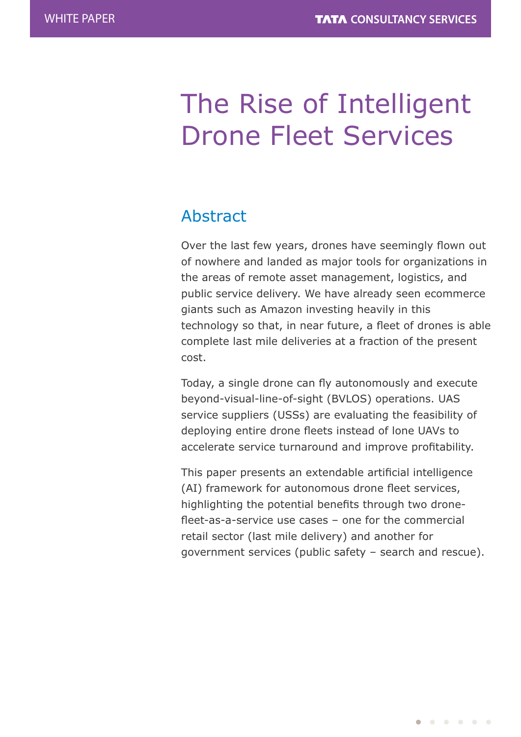# The Rise of Intelligent Drone Fleet Services

## Abstract

Over the last few years, drones have seemingly flown out of nowhere and landed as major tools for organizations in the areas of remote asset management, logistics, and public service delivery. We have already seen ecommerce giants such as Amazon investing heavily in this technology so that, in near future, a fleet of drones is able complete last mile deliveries at a fraction of the present cost.

Today, a single drone can fly autonomously and execute beyond-visual-line-of-sight (BVLOS) operations. UAS service suppliers (USSs) are evaluating the feasibility of deploying entire drone fleets instead of lone UAVs to accelerate service turnaround and improve profitability.

This paper presents an extendable artificial intelligence (AI) framework for autonomous drone fleet services, highlighting the potential benefits through two drone-fleet-as-a-service use cases – one for the commercial retail sector (last mile delivery) and another for government services (public safety – search and rescue).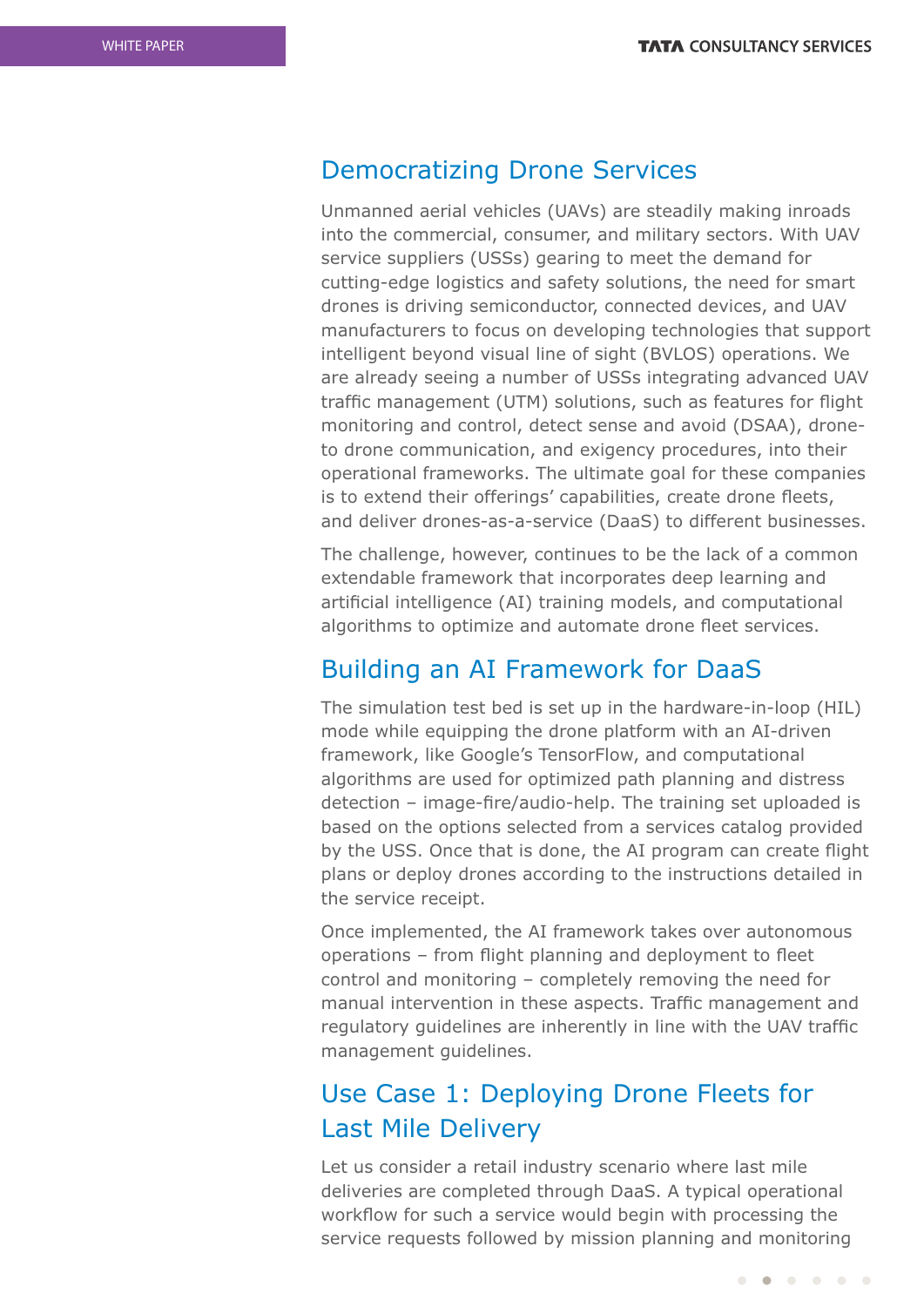## Democratizing Drone Services

Unmanned aerial vehicles (UAVs) are steadily making inroads into the commercial, consumer, and military sectors. With UAV service suppliers (USSs) gearing to meet the demand for cutting-edge logistics and safety solutions, the need for smart drones is driving semiconductor, connected devices, and UAV manufacturers to focus on developing technologies that support intelligent beyond visual line of sight (BVLOS) operations. We are already seeing a number of USSs integrating advanced UAV traffic management (UTM) solutions, such as features for flight monitoring and control, detect sense and avoid (DSAA), drone-to drone communication, and exigency procedures, into their operational frameworks. The ultimate goal for these companies is to extend their offerings' capabilities, create drone fleets, and deliver drones-as-a-service (DaaS) to different businesses.

The challenge, however, continues to be the lack of a common extendable framework that incorporates deep learning and artificial intelligence (AI) training models, and computational algorithms to optimize and automate drone fleet services.

## Building an AI Framework for DaaS

The simulation test bed is set up in the hardware-in-loop (HIL) mode while equipping the drone platform with an AI-driven framework, like Google's TensorFlow, and computational algorithms are used for optimized path planning and distress detection – image-fire/audio-help. The training set uploaded is based on the options selected from a services catalog provided by the USS. Once that is done, the AI program can create flight plans or deploy drones according to the instructions detailed in the service receipt.

Once implemented, the AI framework takes over autonomous operations – from flight planning and deployment to fleet control and monitoring – completely removing the need for manual intervention in these aspects. Traffic management and regulatory guidelines are inherently in line with the UAV traffic management guidelines.

## Use Case 1: Deploying Drone Fleets for Last Mile Delivery

Let us consider a retail industry scenario where last mile deliveries are completed through DaaS. A typical operational workflow for such a service would begin with processing the service requests followed by mission planning and monitoring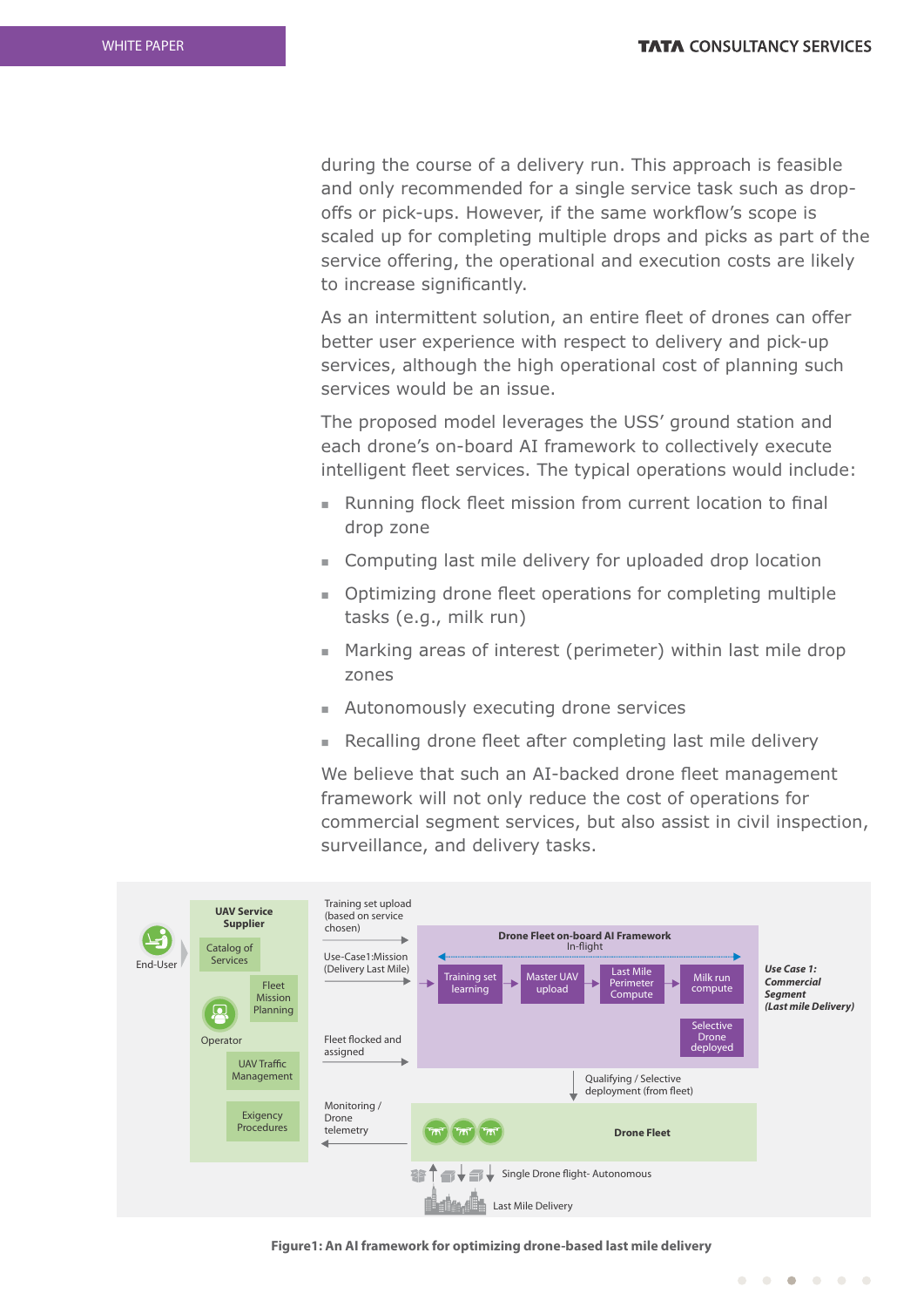during the course of a delivery run. This approach is feasible and only recommended for a single service task such as drop-offs or pick-ups. However, if the same workflow's scope is scaled up for completing multiple drops and picks as part of the service offering, the operational and execution costs are likely to increase significantly.

As an intermittent solution, an entire fleet of drones can offer better user experience with respect to delivery and pick-up services, although the high operational cost of planning such services would be an issue.

The proposed model leverages the USS' ground station and each drone's on-board AI framework to collectively execute intelligent fleet services. The typical operations would include:

- Running flock fleet mission from current location to final drop zone
- Computing last mile delivery for uploaded drop location
- Optimizing drone fleet operations for completing multiple tasks (e.g., milk run)
- Marking areas of interest (perimeter) within last mile drop zones
- Autonomously executing drone services
- Recalling drone fleet after completing last mile delivery

We believe that such an AI-backed drone fleet management framework will not only reduce the cost of operations for commercial segment services, but also assist in civil inspection, surveillance, and delivery tasks.

End-User

UAV Service Supplier

Catalog of Services

Fleet Mission Planning

Operator

UAV Traffic Management

Exigency Procedures

Training set upload (based on service chosen)

Use-Case1:Mission (Delivery Last Mile)

Fleet flocked and assigned

Monitoring / Drone telemetry

Drone Fleet on-board AI Framework

In-flight

Training set learning

Master UAV upload

Last Mile Perimeter Compute

Milk run compute

Selective Drone deployed

Use Case 1: Commercial Segment (Last mile Delivery)

Qualifying / Selective deployment (from fleet)

Drone Fleet

Single Drone flight- Autonomous

Last Mile Delivery

**Figure1: An AI framework for optimizing drone-based last mile delivery**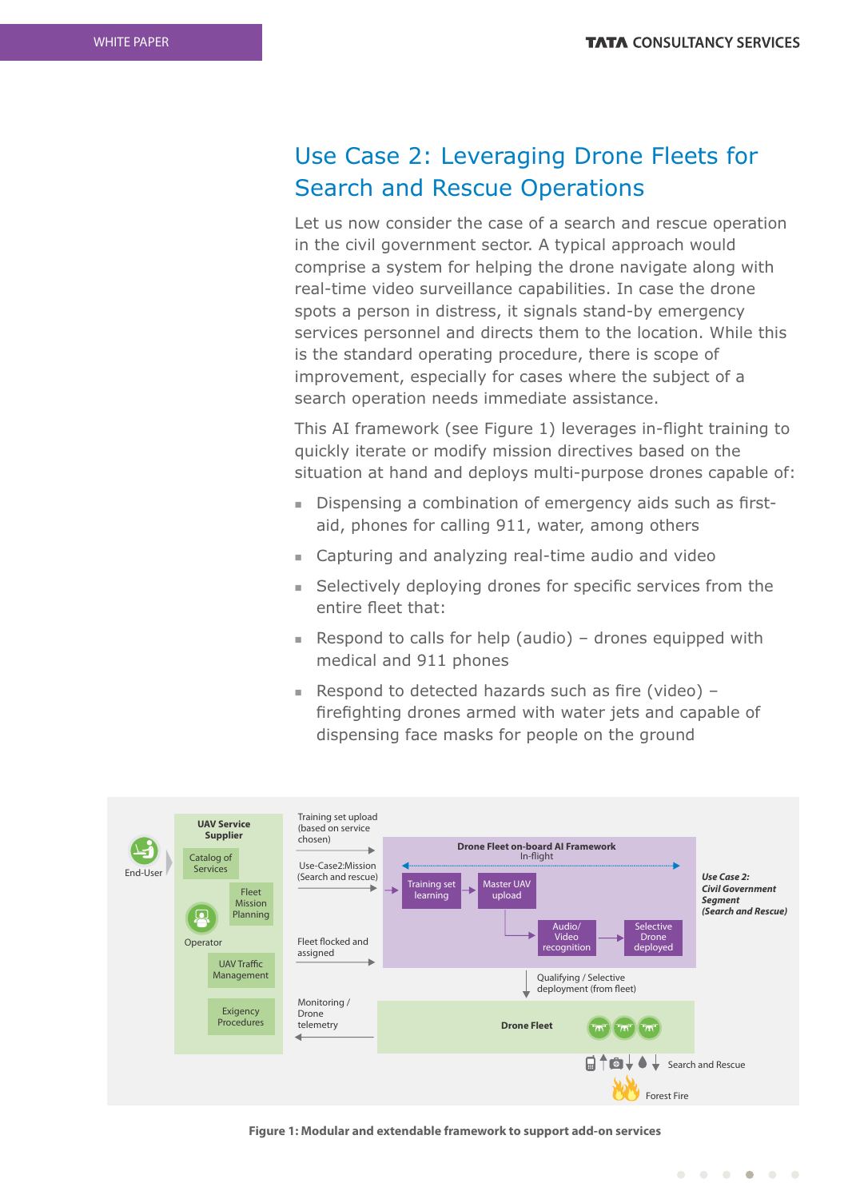## Use Case 2: Leveraging Drone Fleets for Search and Rescue Operations

Let us now consider the case of a search and rescue operation in the civil government sector. A typical approach would comprise a system for helping the drone navigate along with real-time video surveillance capabilities. In case the drone spots a person in distress, it signals stand-by emergency services personnel and directs them to the location. While this is the standard operating procedure, there is scope of improvement, especially for cases where the subject of a search operation needs immediate assistance.

This AI framework (see Figure 1) leverages in-flight training to quickly iterate or modify mission directives based on the situation at hand and deploys multi-purpose drones capable of:

- Dispensing a combination of emergency aids such as first-aid, phones for calling 911, water, among others
- Capturing and analyzing real-time audio and video
- Selectively deploying drones for specific services from the entire fleet that:
- Respond to calls for help (audio) – drones equipped with medical and 911 phones
- Respond to detected hazards such as fire (video) – firefighting drones armed with water jets and capable of dispensing face masks for people on the ground

End-User
UAV Service Supplier
Catalog of Services
Fleet Mission Planning
Operator
UAV Traffic Management
Exigency Procedures
Training set upload (based on service chosen)
Use-Case2:Mission (Search and rescue)
Fleet flocked and assigned
Monitoring / Drone telemetry
Drone Fleet on-board AI Framework
In-flight
Training set learning
Master UAV upload
Audio/ Video recognition
Selective Drone deployed
Qualifying / Selective deployment (from fleet)
Drone Fleet
Use Case 2: Civil Government Segment (Search and Rescue)
Search and Rescue
Forest Fire

**Figure 1: Modular and extendable framework to support add-on services**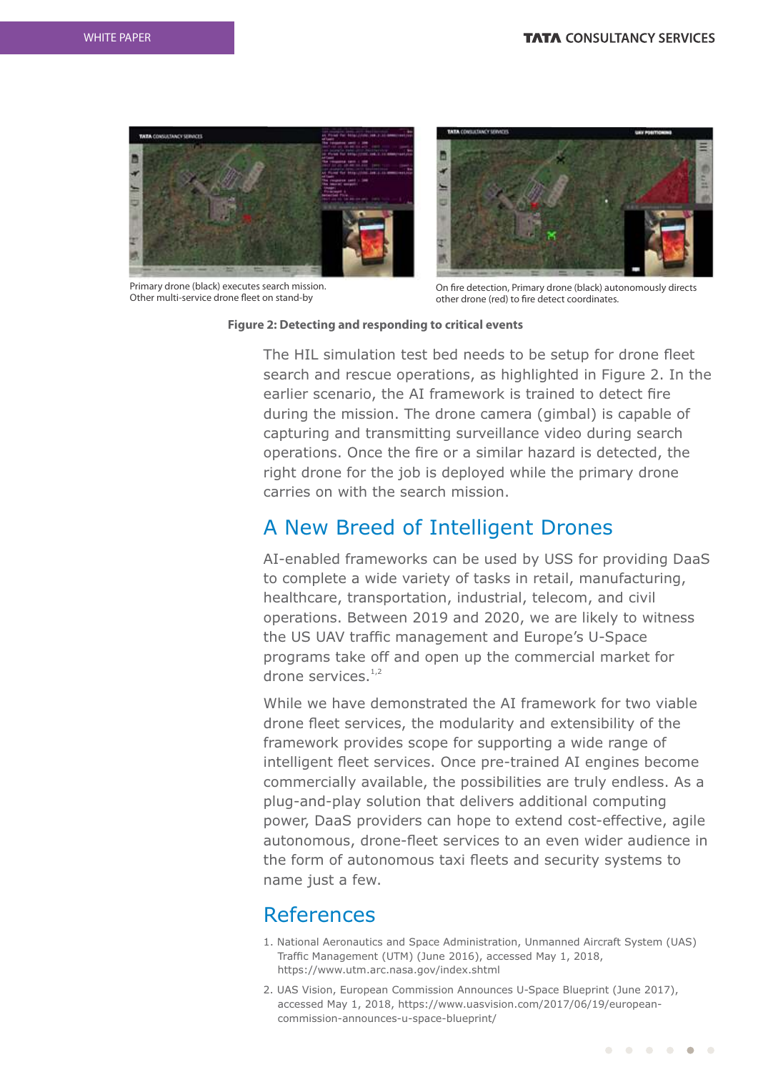Primary drone (black) executes search mission. Other multi-service drone fleet on stand-by

On fire detection, Primary drone (black) autonomously directs other drone (red) to fire detect coordinates.

**Figure 2: Detecting and responding to critical events**

The HIL simulation test bed needs to be setup for drone fleet search and rescue operations, as highlighted in Figure 2. In the earlier scenario, the AI framework is trained to detect fire during the mission. The drone camera (gimbal) is capable of capturing and transmitting surveillance video during search operations. Once the fire or a similar hazard is detected, the right drone for the job is deployed while the primary drone carries on with the search mission.

## A New Breed of Intelligent Drones

AI-enabled frameworks can be used by USS for providing DaaS to complete a wide variety of tasks in retail, manufacturing, healthcare, transportation, industrial, telecom, and civil operations. Between 2019 and 2020, we are likely to witness the US UAV traffic management and Europe's U-Space programs take off and open up the commercial market for drone services.[1,2]

While we have demonstrated the AI framework for two viable drone fleet services, the modularity and extensibility of the framework provides scope for supporting a wide range of intelligent fleet services. Once pre-trained AI engines become commercially available, the possibilities are truly endless. As a plug-and-play solution that delivers additional computing power, DaaS providers can hope to extend cost-effective, agile autonomous, drone-fleet services to an even wider audience in the form of autonomous taxi fleets and security systems to name just a few.

## References

1. National Aeronautics and Space Administration, Unmanned Aircraft System (UAS) Traffic Management (UTM) (June 2016), accessed May 1, 2018, https://www.utm.arc.nasa.gov/index.shtml
2. UAS Vision, European Commission Announces U-Space Blueprint (June 2017), accessed May 1, 2018, https://www.uasvision.com/2017/06/19/european-commission-announces-u-space-blueprint/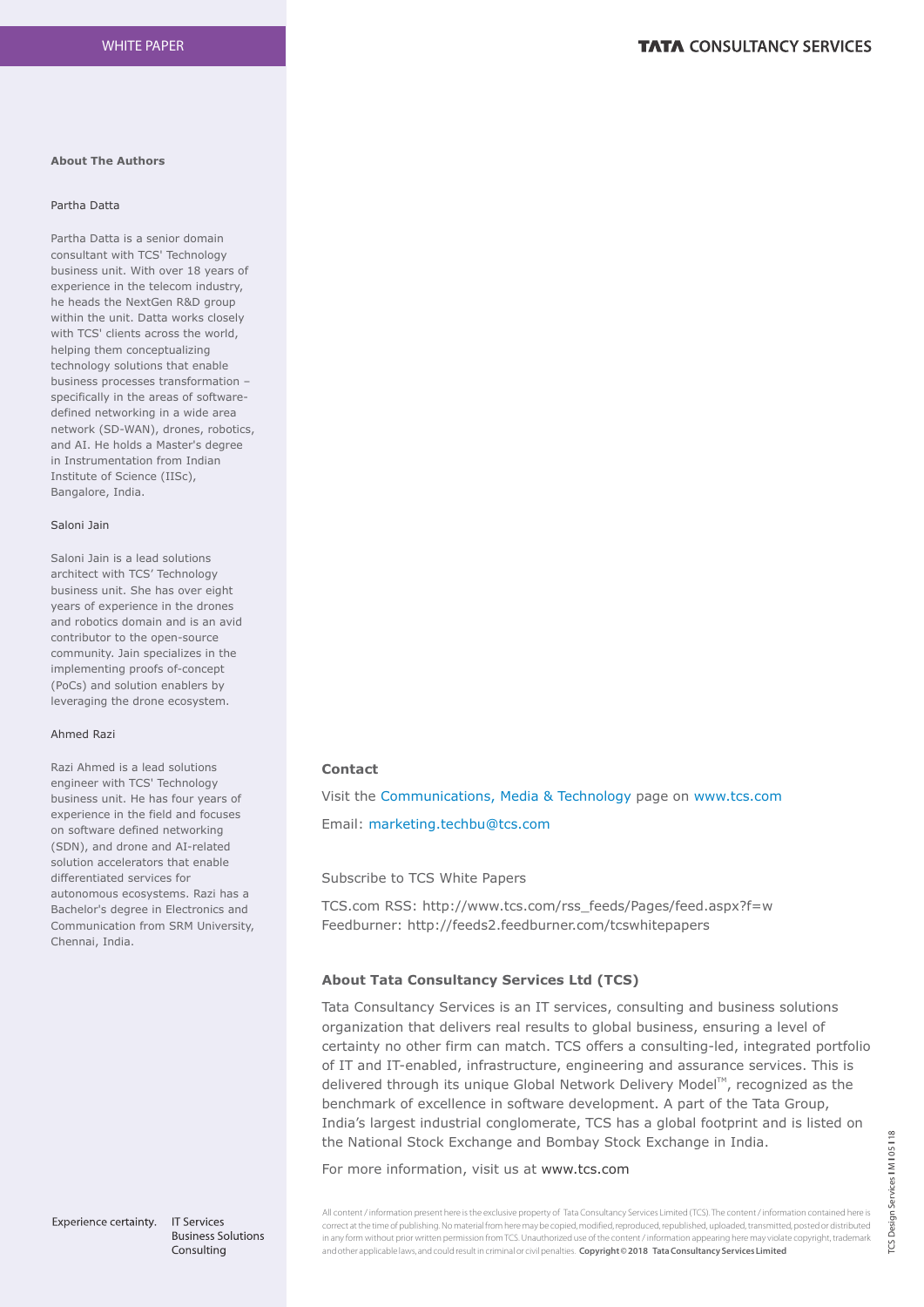## About The Authors

### Partha Datta

Partha Datta is a senior domain consultant with TCS' Technology business unit. With over 18 years of experience in the telecom industry, he heads the NextGen R&D group within the unit. Datta works closely with TCS' clients across the world, helping them conceptualizing technology solutions that enable business processes transformation – specifically in the areas of software-defined networking in a wide area network (SD-WAN), drones, robotics, and AI. He holds a Master's degree in Instrumentation from Indian Institute of Science (IISc), Bangalore, India.

### Saloni Jain

Saloni Jain is a lead solutions architect with TCS' Technology business unit. She has over eight years of experience in the drones and robotics domain and is an avid contributor to the open-source community. Jain specializes in the implementing proofs of-concept (PoCs) and solution enablers by leveraging the drone ecosystem.

### Ahmed Razi

Razi Ahmed is a lead solutions engineer with TCS' Technology business unit. He has four years of experience in the field and focuses on software defined networking (SDN), and drone and AI-related solution accelerators that enable differentiated services for autonomous ecosystems. Razi has a Bachelor's degree in Electronics and Communication from SRM University, Chennai, India.

## Contact

Visit the Communications, Media & Technology page on www.tcs.com

Email: marketing.techbu@tcs.com

Subscribe to TCS White Papers

TCS.com RSS: http://www.tcs.com/rss_feeds/Pages/feed.aspx?f=w
Feedburner: http://feeds2.feedburner.com/tcswhitepapers

## About Tata Consultancy Services Ltd (TCS)

Tata Consultancy Services is an IT services, consulting and business solutions organization that delivers real results to global business, ensuring a level of certainty no other firm can match. TCS offers a consulting-led, integrated portfolio of IT and IT-enabled, infrastructure, engineering and assurance services. This is delivered through its unique Global Network Delivery Model™, recognized as the benchmark of excellence in software development. A part of the Tata Group, India's largest industrial conglomerate, TCS has a global footprint and is listed on the National Stock Exchange and Bombay Stock Exchange in India.

For more information, visit us at www.tcs.com

Experience certainty. IT Services
Business Solutions
Consulting

All content / information present here is the exclusive property of Tata Consultancy Services Limited (TCS). The content / information contained here is correct at the time of publishing. No material from here may be copied, modified, reproduced, republished, uploaded, transmitted, posted or distributed in any form without prior written permission from TCS. Unauthorized use of the content / information appearing here may violate copyright, trademark and other applicable laws, and could result in criminal or civil penalties. **Copyright © 2018 Tata Consultancy Services Limited**

TCS Design Services I M I 05 I 18